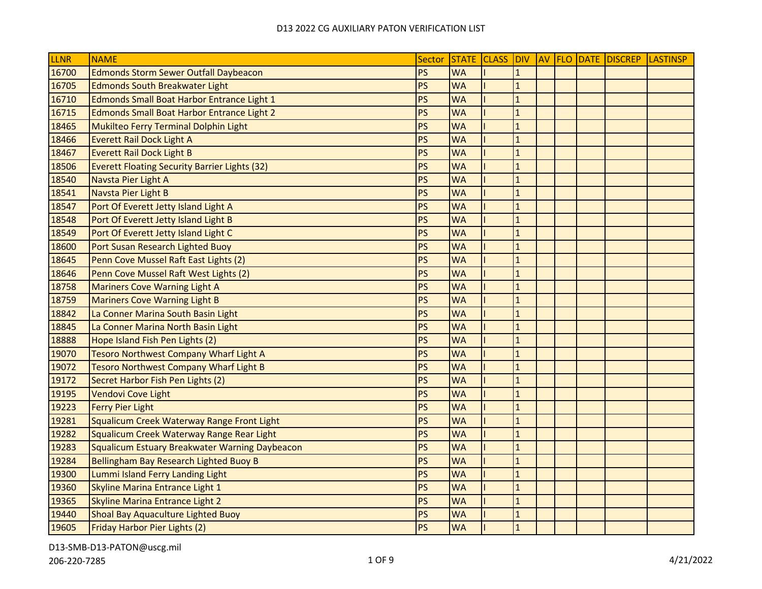# D13 2022 CG AUXILIARY PATON VERIFICATION LIST

| LLNR | NAME | Sector | STATE | CLASS | DIV | AV | FLO | DATE | DISCREP | LASTINSP |
|---|---|---|---|---|---|---|---|---|---|---|
| 16700 | Edmonds Storm Sewer Outfall Daybeacon | PS | WA | I | 1 | | | | | |
| 16705 | Edmonds South Breakwater Light | PS | WA | I | 1 | | | | | |
| 16710 | Edmonds Small Boat Harbor Entrance Light 1 | PS | WA | I | 1 | | | | | |
| 16715 | Edmonds Small Boat Harbor Entrance Light 2 | PS | WA | I | 1 | | | | | |
| 18465 | Mukilteo Ferry Terminal Dolphin Light | PS | WA | I | 1 | | | | | |
| 18466 | Everett Rail Dock Light A | PS | WA | I | 1 | | | | | |
| 18467 | Everett Rail Dock Light B | PS | WA | I | 1 | | | | | |
| 18506 | Everett Floating Security Barrier Lights (32) | PS | WA | I | 1 | | | | | |
| 18540 | Navsta Pier Light A | PS | WA | I | 1 | | | | | |
| 18541 | Navsta Pier Light B | PS | WA | I | 1 | | | | | |
| 18547 | Port Of Everett Jetty Island Light A | PS | WA | I | 1 | | | | | |
| 18548 | Port Of Everett Jetty Island Light B | PS | WA | I | 1 | | | | | |
| 18549 | Port Of Everett Jetty Island Light C | PS | WA | I | 1 | | | | | |
| 18600 | Port Susan Research Lighted Buoy | PS | WA | I | 1 | | | | | |
| 18645 | Penn Cove Mussel Raft East Lights (2) | PS | WA | I | 1 | | | | | |
| 18646 | Penn Cove Mussel Raft West Lights (2) | PS | WA | I | 1 | | | | | |
| 18758 | Mariners Cove Warning Light A | PS | WA | I | 1 | | | | | |
| 18759 | Mariners Cove Warning Light B | PS | WA | I | 1 | | | | | |
| 18842 | La Conner Marina South Basin Light | PS | WA | I | 1 | | | | | |
| 18845 | La Conner Marina North Basin Light | PS | WA | I | 1 | | | | | |
| 18888 | Hope Island Fish Pen Lights (2) | PS | WA | I | 1 | | | | | |
| 19070 | Tesoro Northwest Company Wharf Light A | PS | WA | I | 1 | | | | | |
| 19072 | Tesoro Northwest Company Wharf Light B | PS | WA | I | 1 | | | | | |
| 19172 | Secret Harbor Fish Pen Lights (2) | PS | WA | I | 1 | | | | | |
| 19195 | Vendovi Cove Light | PS | WA | I | 1 | | | | | |
| 19223 | Ferry Pier Light | PS | WA | I | 1 | | | | | |
| 19281 | Squalicum Creek Waterway Range Front Light | PS | WA | I | 1 | | | | | |
| 19282 | Squalicum Creek Waterway Range Rear Light | PS | WA | I | 1 | | | | | |
| 19283 | Squalicum Estuary Breakwater Warning Daybeacon | PS | WA | I | 1 | | | | | |
| 19284 | Bellingham Bay Research Lighted Buoy B | PS | WA | I | 1 | | | | | |
| 19300 | Lummi Island Ferry Landing Light | PS | WA | I | 1 | | | | | |
| 19360 | Skyline Marina Entrance Light 1 | PS | WA | I | 1 | | | | | |
| 19365 | Skyline Marina Entrance Light 2 | PS | WA | I | 1 | | | | | |
| 19440 | Shoal Bay Aquaculture Lighted Buoy | PS | WA | I | 1 | | | | | |
| 19605 | Friday Harbor Pier Lights (2) | PS | WA | I | 1 | | | | | |

D13-SMB-D13-PATON@uscg.mil
206-220-7285

4/21/2022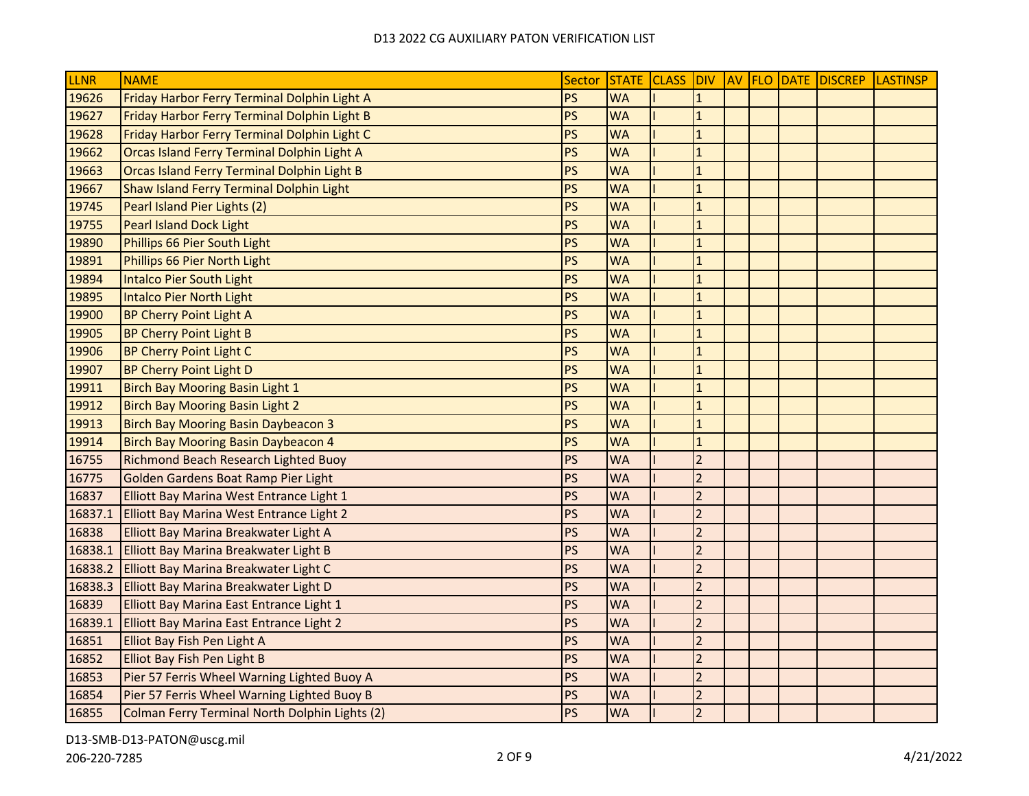| LLNR | NAME | Sector | STATE | CLASS | DIV | AV | FLO | DATE | DISCREP | LASTINSP |
|---|---|---|---|---|---|---|---|---|---|---|
| 19626 | Friday Harbor Ferry Terminal Dolphin Light A | PS | WA | I | 1 | | | | | |
| 19627 | Friday Harbor Ferry Terminal Dolphin Light B | PS | WA | I | 1 | | | | | |
| 19628 | Friday Harbor Ferry Terminal Dolphin Light C | PS | WA | I | 1 | | | | | |
| 19662 | Orcas Island Ferry Terminal Dolphin Light A | PS | WA | I | 1 | | | | | |
| 19663 | Orcas Island Ferry Terminal Dolphin Light B | PS | WA | I | 1 | | | | | |
| 19667 | Shaw Island Ferry Terminal Dolphin Light | PS | WA | I | 1 | | | | | |
| 19745 | Pearl Island Pier Lights (2) | PS | WA | I | 1 | | | | | |
| 19755 | Pearl Island Dock Light | PS | WA | I | 1 | | | | | |
| 19890 | Phillips 66 Pier South Light | PS | WA | I | 1 | | | | | |
| 19891 | Phillips 66 Pier North Light | PS | WA | I | 1 | | | | | |
| 19894 | Intalco Pier South Light | PS | WA | I | 1 | | | | | |
| 19895 | Intalco Pier North Light | PS | WA | I | 1 | | | | | |
| 19900 | BP Cherry Point Light A | PS | WA | I | 1 | | | | | |
| 19905 | BP Cherry Point Light B | PS | WA | I | 1 | | | | | |
| 19906 | BP Cherry Point Light C | PS | WA | I | 1 | | | | | |
| 19907 | BP Cherry Point Light D | PS | WA | I | 1 | | | | | |
| 19911 | Birch Bay Mooring Basin Light 1 | PS | WA | I | 1 | | | | | |
| 19912 | Birch Bay Mooring Basin Light 2 | PS | WA | I | 1 | | | | | |
| 19913 | Birch Bay Mooring Basin Daybeacon 3 | PS | WA | I | 1 | | | | | |
| 19914 | Birch Bay Mooring Basin Daybeacon 4 | PS | WA | I | 1 | | | | | |
| 16755 | Richmond Beach Research Lighted Buoy | PS | WA | I | 2 | | | | | |
| 16775 | Golden Gardens Boat Ramp Pier Light | PS | WA | I | 2 | | | | | |
| 16837 | Elliott Bay Marina West Entrance Light 1 | PS | WA | I | 2 | | | | | |
| 16837.1 | Elliott Bay Marina West Entrance Light 2 | PS | WA | I | 2 | | | | | |
| 16838 | Elliott Bay Marina Breakwater Light A | PS | WA | I | 2 | | | | | |
| 16838.1 | Elliott Bay Marina Breakwater Light B | PS | WA | I | 2 | | | | | |
| 16838.2 | Elliott Bay Marina Breakwater Light C | PS | WA | I | 2 | | | | | |
| 16838.3 | Elliott Bay Marina Breakwater Light D | PS | WA | I | 2 | | | | | |
| 16839 | Elliott Bay Marina East Entrance Light 1 | PS | WA | I | 2 | | | | | |
| 16839.1 | Elliott Bay Marina East Entrance Light 2 | PS | WA | I | 2 | | | | | |
| 16851 | Elliot Bay Fish Pen Light A | PS | WA | I | 2 | | | | | |
| 16852 | Elliot Bay Fish Pen Light B | PS | WA | I | 2 | | | | | |
| 16853 | Pier 57 Ferris Wheel Warning Lighted Buoy A | PS | WA | I | 2 | | | | | |
| 16854 | Pier 57 Ferris Wheel Warning Lighted Buoy B | PS | WA | I | 2 | | | | | |
| 16855 | Colman Ferry Terminal North Dolphin Lights (2) | PS | WA | I | 2 | | | | | |

D13-SMB-D13-PATON@uscg.mil

206-220-7285

4/21/2022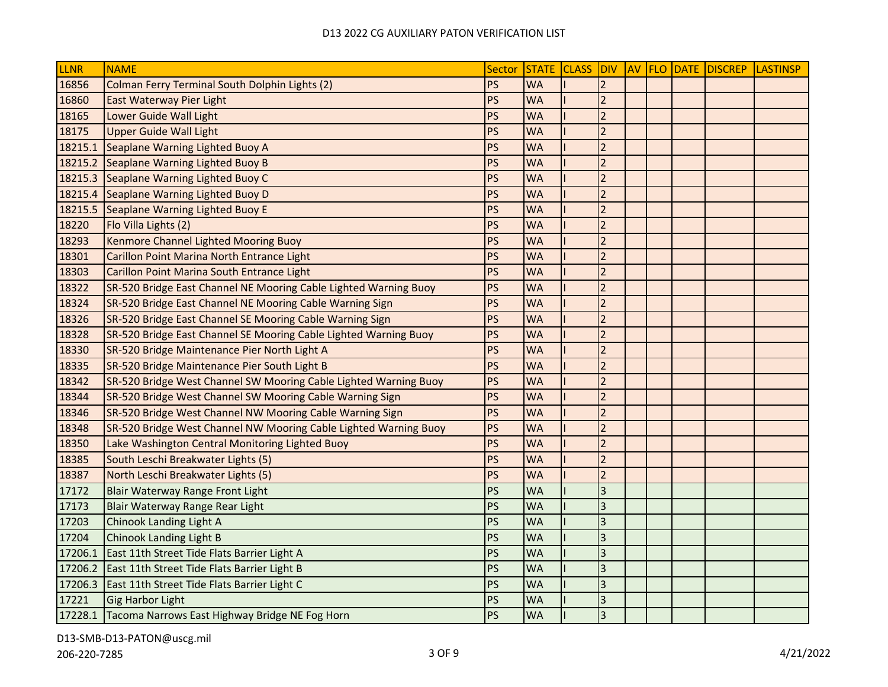| LLNR | NAME | Sector | STATE | CLASS | DIV | AV | FLO | DATE | DISCREP | LASTINSP |
|---|---|---|---|---|---|---|---|---|---|---|
| 16856 | Colman Ferry Terminal South Dolphin Lights (2) | PS | WA | I | 2 | | | | | |
| 16860 | East Waterway Pier Light | PS | WA | I | 2 | | | | | |
| 18165 | Lower Guide Wall Light | PS | WA | I | 2 | | | | | |
| 18175 | Upper Guide Wall Light | PS | WA | I | 2 | | | | | |
| 18215.1 | Seaplane Warning Lighted Buoy A | PS | WA | I | 2 | | | | | |
| 18215.2 | Seaplane Warning Lighted Buoy B | PS | WA | I | 2 | | | | | |
| 18215.3 | Seaplane Warning Lighted Buoy C | PS | WA | I | 2 | | | | | |
| 18215.4 | Seaplane Warning Lighted Buoy D | PS | WA | I | 2 | | | | | |
| 18215.5 | Seaplane Warning Lighted Buoy E | PS | WA | I | 2 | | | | | |
| 18220 | Flo Villa Lights (2) | PS | WA | I | 2 | | | | | |
| 18293 | Kenmore Channel Lighted Mooring Buoy | PS | WA | I | 2 | | | | | |
| 18301 | Carillon Point Marina North Entrance Light | PS | WA | I | 2 | | | | | |
| 18303 | Carillon Point Marina South Entrance Light | PS | WA | I | 2 | | | | | |
| 18322 | SR-520 Bridge East Channel NE Mooring Cable Lighted Warning Buoy | PS | WA | I | 2 | | | | | |
| 18324 | SR-520 Bridge East Channel NE Mooring Cable Warning Sign | PS | WA | I | 2 | | | | | |
| 18326 | SR-520 Bridge East Channel SE Mooring Cable Warning Sign | PS | WA | I | 2 | | | | | |
| 18328 | SR-520 Bridge East Channel SE Mooring Cable Lighted Warning Buoy | PS | WA | I | 2 | | | | | |
| 18330 | SR-520 Bridge Maintenance Pier North Light A | PS | WA | I | 2 | | | | | |
| 18335 | SR-520 Bridge Maintenance Pier South Light B | PS | WA | I | 2 | | | | | |
| 18342 | SR-520 Bridge West Channel SW Mooring Cable Lighted Warning Buoy | PS | WA | I | 2 | | | | | |
| 18344 | SR-520 Bridge West Channel SW Mooring Cable Warning Sign | PS | WA | I | 2 | | | | | |
| 18346 | SR-520 Bridge West Channel NW Mooring Cable Warning Sign | PS | WA | I | 2 | | | | | |
| 18348 | SR-520 Bridge West Channel NW Mooring Cable Lighted Warning Buoy | PS | WA | I | 2 | | | | | |
| 18350 | Lake Washington Central Monitoring Lighted Buoy | PS | WA | I | 2 | | | | | |
| 18385 | South Leschi Breakwater Lights (5) | PS | WA | I | 2 | | | | | |
| 18387 | North Leschi Breakwater Lights (5) | PS | WA | I | 2 | | | | | |
| 17172 | Blair Waterway Range Front Light | PS | WA | I | 3 | | | | | |
| 17173 | Blair Waterway Range Rear Light | PS | WA | I | 3 | | | | | |
| 17203 | Chinook Landing Light A | PS | WA | I | 3 | | | | | |
| 17204 | Chinook Landing Light B | PS | WA | I | 3 | | | | | |
| 17206.1 | East 11th Street Tide Flats Barrier Light A | PS | WA | I | 3 | | | | | |
| 17206.2 | East 11th Street Tide Flats Barrier Light B | PS | WA | I | 3 | | | | | |
| 17206.3 | East 11th Street Tide Flats Barrier Light C | PS | WA | I | 3 | | | | | |
| 17221 | Gig Harbor Light | PS | WA | I | 3 | | | | | |
| 17228.1 | Tacoma Narrows East Highway Bridge NE Fog Horn | PS | WA | I | 3 | | | | | |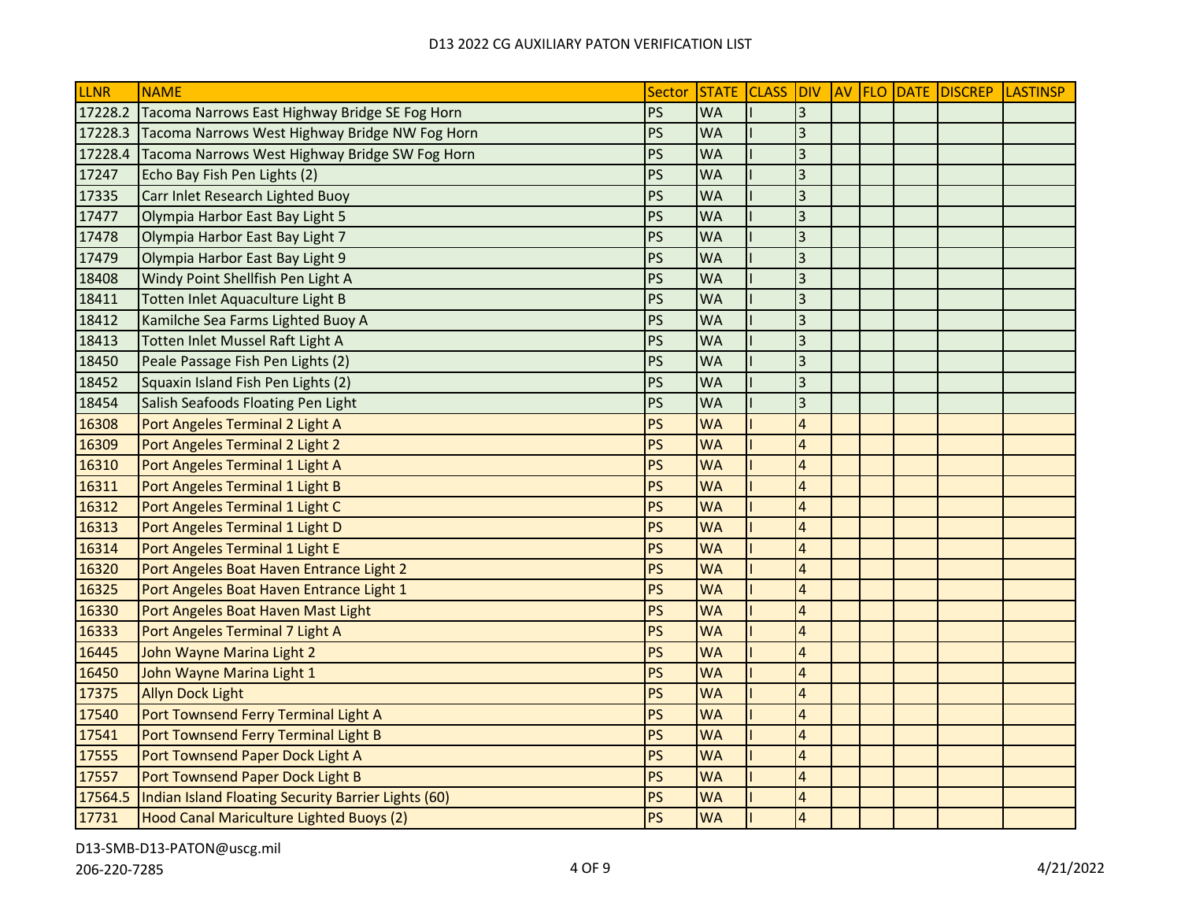| LLNR | NAME | Sector | STATE | CLASS | DIV | AV | FLO | DATE | DISCREP | LASTINSP |
|---|---|---|---|---|---|---|---|---|---|---|
| 17228.2 | Tacoma Narrows East Highway Bridge SE Fog Horn | PS | WA | I | 3 | | | | | |
| 17228.3 | Tacoma Narrows West Highway Bridge NW Fog Horn | PS | WA | I | 3 | | | | | |
| 17228.4 | Tacoma Narrows West Highway Bridge SW Fog Horn | PS | WA | I | 3 | | | | | |
| 17247 | Echo Bay Fish Pen Lights (2) | PS | WA | I | 3 | | | | | |
| 17335 | Carr Inlet Research Lighted Buoy | PS | WA | I | 3 | | | | | |
| 17477 | Olympia Harbor East Bay Light 5 | PS | WA | I | 3 | | | | | |
| 17478 | Olympia Harbor East Bay Light 7 | PS | WA | I | 3 | | | | | |
| 17479 | Olympia Harbor East Bay Light 9 | PS | WA | I | 3 | | | | | |
| 18408 | Windy Point Shellfish Pen Light A | PS | WA | I | 3 | | | | | |
| 18411 | Totten Inlet Aquaculture Light B | PS | WA | I | 3 | | | | | |
| 18412 | Kamilche Sea Farms Lighted Buoy A | PS | WA | I | 3 | | | | | |
| 18413 | Totten Inlet Mussel Raft Light A | PS | WA | I | 3 | | | | | |
| 18450 | Peale Passage Fish Pen Lights (2) | PS | WA | I | 3 | | | | | |
| 18452 | Squaxin Island Fish Pen Lights (2) | PS | WA | I | 3 | | | | | |
| 18454 | Salish Seafoods Floating Pen Light | PS | WA | I | 3 | | | | | |
| 16308 | Port Angeles Terminal 2 Light A | PS | WA | I | 4 | | | | | |
| 16309 | Port Angeles Terminal 2 Light 2 | PS | WA | I | 4 | | | | | |
| 16310 | Port Angeles Terminal 1 Light A | PS | WA | I | 4 | | | | | |
| 16311 | Port Angeles Terminal 1 Light B | PS | WA | I | 4 | | | | | |
| 16312 | Port Angeles Terminal 1 Light C | PS | WA | I | 4 | | | | | |
| 16313 | Port Angeles Terminal 1 Light D | PS | WA | I | 4 | | | | | |
| 16314 | Port Angeles Terminal 1 Light E | PS | WA | I | 4 | | | | | |
| 16320 | Port Angeles Boat Haven Entrance Light 2 | PS | WA | I | 4 | | | | | |
| 16325 | Port Angeles Boat Haven Entrance Light 1 | PS | WA | I | 4 | | | | | |
| 16330 | Port Angeles Boat Haven Mast Light | PS | WA | I | 4 | | | | | |
| 16333 | Port Angeles Terminal 7 Light A | PS | WA | I | 4 | | | | | |
| 16445 | John Wayne Marina Light 2 | PS | WA | I | 4 | | | | | |
| 16450 | John Wayne Marina Light 1 | PS | WA | I | 4 | | | | | |
| 17375 | Allyn Dock Light | PS | WA | I | 4 | | | | | |
| 17540 | Port Townsend Ferry Terminal Light A | PS | WA | I | 4 | | | | | |
| 17541 | Port Townsend Ferry Terminal Light B | PS | WA | I | 4 | | | | | |
| 17555 | Port Townsend Paper Dock Light A | PS | WA | I | 4 | | | | | |
| 17557 | Port Townsend Paper Dock Light B | PS | WA | I | 4 | | | | | |
| 17564.5 | Indian Island Floating Security Barrier Lights (60) | PS | WA | I | 4 | | | | | |
| 17731 | Hood Canal Mariculture Lighted Buoys (2) | PS | WA | I | 4 | | | | | |

D13-SMB-D13-PATON@uscg.mil

206-220-7285

4/21/2022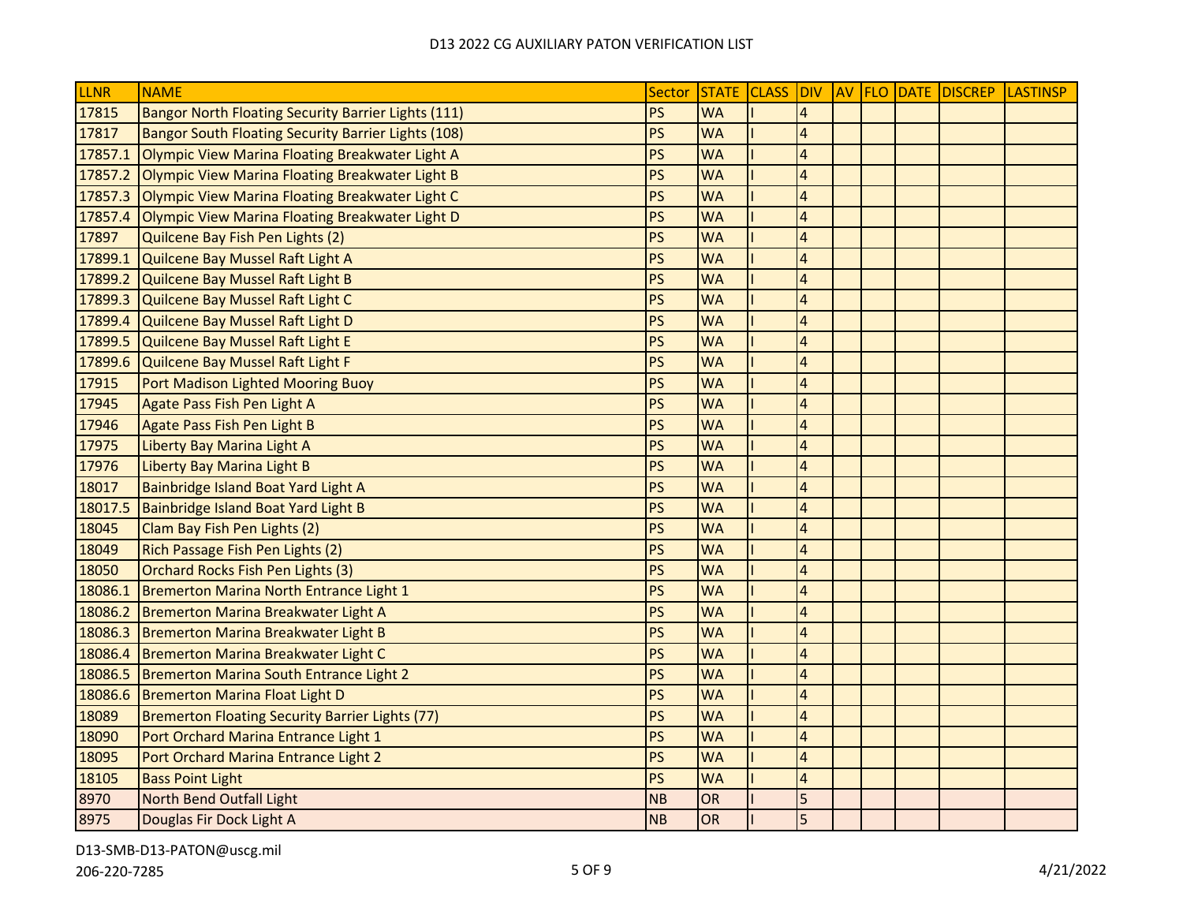| LLNR | NAME | Sector | STATE | CLASS | DIV | AV | FLO | DATE | DISCREP | LASTINSP |
|---|---|---|---|---|---|---|---|---|---|---|
| 17815 | Bangor North Floating Security Barrier Lights (111) | PS | WA | I | 4 | | | | | |
| 17817 | Bangor South Floating Security Barrier Lights (108) | PS | WA | I | 4 | | | | | |
| 17857.1 | Olympic View Marina Floating Breakwater Light A | PS | WA | I | 4 | | | | | |
| 17857.2 | Olympic View Marina Floating Breakwater Light B | PS | WA | I | 4 | | | | | |
| 17857.3 | Olympic View Marina Floating Breakwater Light C | PS | WA | I | 4 | | | | | |
| 17857.4 | Olympic View Marina Floating Breakwater Light D | PS | WA | I | 4 | | | | | |
| 17897 | Quilcene Bay Fish Pen Lights (2) | PS | WA | I | 4 | | | | | |
| 17899.1 | Quilcene Bay Mussel Raft Light A | PS | WA | I | 4 | | | | | |
| 17899.2 | Quilcene Bay Mussel Raft Light B | PS | WA | I | 4 | | | | | |
| 17899.3 | Quilcene Bay Mussel Raft Light C | PS | WA | I | 4 | | | | | |
| 17899.4 | Quilcene Bay Mussel Raft Light D | PS | WA | I | 4 | | | | | |
| 17899.5 | Quilcene Bay Mussel Raft Light E | PS | WA | I | 4 | | | | | |
| 17899.6 | Quilcene Bay Mussel Raft Light F | PS | WA | I | 4 | | | | | |
| 17915 | Port Madison Lighted Mooring Buoy | PS | WA | I | 4 | | | | | |
| 17945 | Agate Pass Fish Pen Light A | PS | WA | I | 4 | | | | | |
| 17946 | Agate Pass Fish Pen Light B | PS | WA | I | 4 | | | | | |
| 17975 | Liberty Bay Marina Light A | PS | WA | I | 4 | | | | | |
| 17976 | Liberty Bay Marina Light B | PS | WA | I | 4 | | | | | |
| 18017 | Bainbridge Island Boat Yard Light A | PS | WA | I | 4 | | | | | |
| 18017.5 | Bainbridge Island Boat Yard Light B | PS | WA | I | 4 | | | | | |
| 18045 | Clam Bay Fish Pen Lights (2) | PS | WA | I | 4 | | | | | |
| 18049 | Rich Passage Fish Pen Lights (2) | PS | WA | I | 4 | | | | | |
| 18050 | Orchard Rocks Fish Pen Lights (3) | PS | WA | I | 4 | | | | | |
| 18086.1 | Bremerton Marina North Entrance Light 1 | PS | WA | I | 4 | | | | | |
| 18086.2 | Bremerton Marina Breakwater Light A | PS | WA | I | 4 | | | | | |
| 18086.3 | Bremerton Marina Breakwater Light B | PS | WA | I | 4 | | | | | |
| 18086.4 | Bremerton Marina Breakwater Light C | PS | WA | I | 4 | | | | | |
| 18086.5 | Bremerton Marina South Entrance Light 2 | PS | WA | I | 4 | | | | | |
| 18086.6 | Bremerton Marina Float Light D | PS | WA | I | 4 | | | | | |
| 18089 | Bremerton Floating Security Barrier Lights (77) | PS | WA | I | 4 | | | | | |
| 18090 | Port Orchard Marina Entrance Light 1 | PS | WA | I | 4 | | | | | |
| 18095 | Port Orchard Marina Entrance Light 2 | PS | WA | I | 4 | | | | | |
| 18105 | Bass Point Light | PS | WA | I | 4 | | | | | |
| 8970 | North Bend Outfall Light | NB | OR | I | 5 | | | | | |
| 8975 | Douglas Fir Dock Light A | NB | OR | I | 5 | | | | | |

D13-SMB-D13-PATON@uscg.mil
206-220-7285
4/21/2022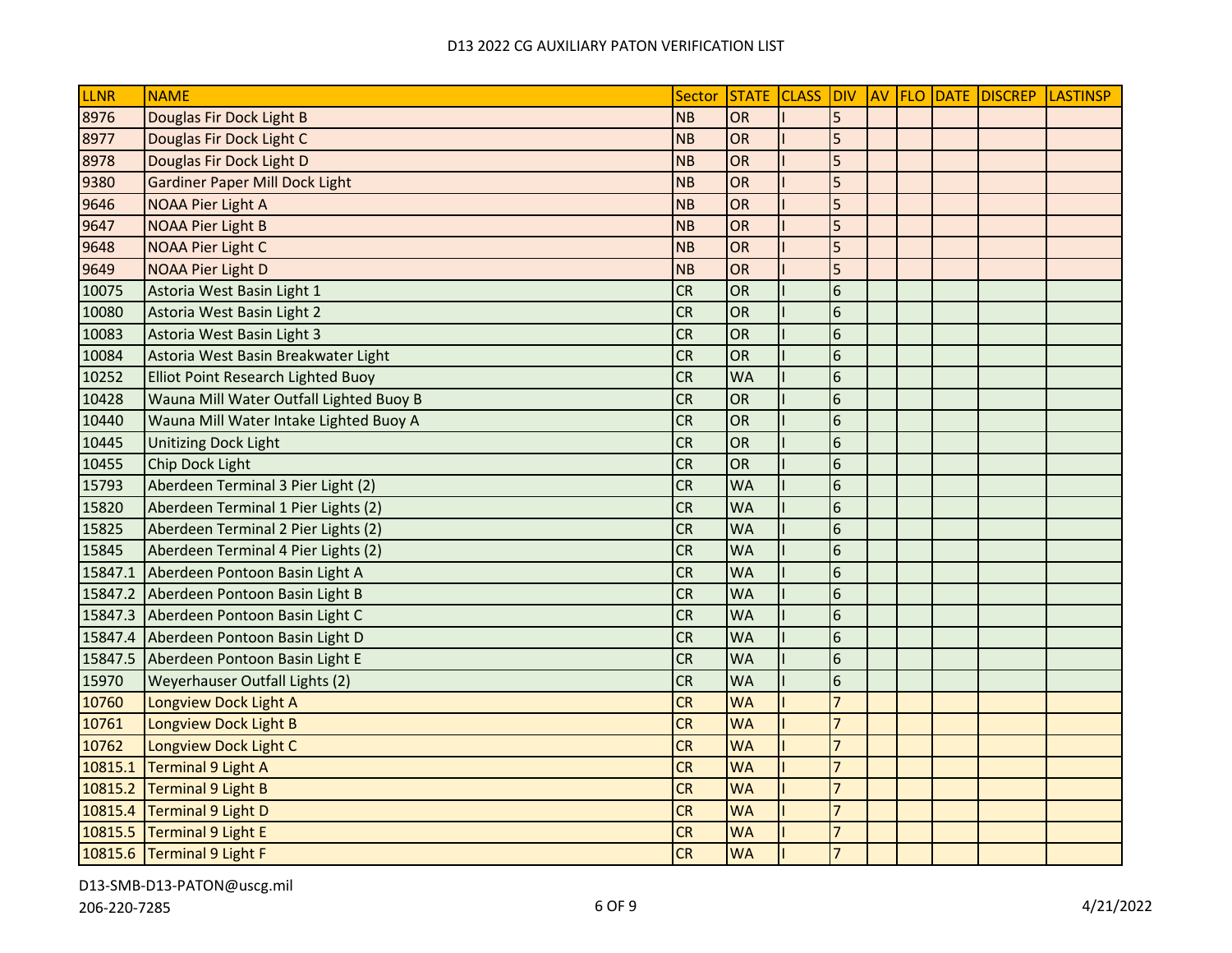| LLNR | NAME | Sector | STATE | CLASS | DIV | AV | FLO | DATE | DISCREP | LASTINSP |
|---|---|---|---|---|---|---|---|---|---|---|
| 8976 | Douglas Fir Dock Light B | NB | OR | I | 5 | | | | | |
| 8977 | Douglas Fir Dock Light C | NB | OR | I | 5 | | | | | |
| 8978 | Douglas Fir Dock Light D | NB | OR | I | 5 | | | | | |
| 9380 | Gardiner Paper Mill Dock Light | NB | OR | I | 5 | | | | | |
| 9646 | NOAA Pier Light A | NB | OR | I | 5 | | | | | |
| 9647 | NOAA Pier Light B | NB | OR | I | 5 | | | | | |
| 9648 | NOAA Pier Light C | NB | OR | I | 5 | | | | | |
| 9649 | NOAA Pier Light D | NB | OR | I | 5 | | | | | |
| 10075 | Astoria West Basin Light 1 | CR | OR | I | 6 | | | | | |
| 10080 | Astoria West Basin Light 2 | CR | OR | I | 6 | | | | | |
| 10083 | Astoria West Basin Light 3 | CR | OR | I | 6 | | | | | |
| 10084 | Astoria West Basin Breakwater Light | CR | OR | I | 6 | | | | | |
| 10252 | Elliot Point Research Lighted Buoy | CR | WA | I | 6 | | | | | |
| 10428 | Wauna Mill Water Outfall Lighted Buoy B | CR | OR | I | 6 | | | | | |
| 10440 | Wauna Mill Water Intake Lighted Buoy A | CR | OR | I | 6 | | | | | |
| 10445 | Unitizing Dock Light | CR | OR | I | 6 | | | | | |
| 10455 | Chip Dock Light | CR | OR | I | 6 | | | | | |
| 15793 | Aberdeen Terminal 3 Pier Light (2) | CR | WA | I | 6 | | | | | |
| 15820 | Aberdeen Terminal 1 Pier Lights (2) | CR | WA | I | 6 | | | | | |
| 15825 | Aberdeen Terminal 2 Pier Lights (2) | CR | WA | I | 6 | | | | | |
| 15845 | Aberdeen Terminal 4 Pier Lights (2) | CR | WA | I | 6 | | | | | |
| 15847.1 | Aberdeen Pontoon Basin Light A | CR | WA | I | 6 | | | | | |
| 15847.2 | Aberdeen Pontoon Basin Light B | CR | WA | I | 6 | | | | | |
| 15847.3 | Aberdeen Pontoon Basin Light C | CR | WA | I | 6 | | | | | |
| 15847.4 | Aberdeen Pontoon Basin Light D | CR | WA | I | 6 | | | | | |
| 15847.5 | Aberdeen Pontoon Basin Light E | CR | WA | I | 6 | | | | | |
| 15970 | Weyerhauser Outfall Lights (2) | CR | WA | I | 6 | | | | | |
| 10760 | Longview Dock Light A | CR | WA | I | 7 | | | | | |
| 10761 | Longview Dock Light B | CR | WA | I | 7 | | | | | |
| 10762 | Longview Dock Light C | CR | WA | I | 7 | | | | | |
| 10815.1 | Terminal 9 Light A | CR | WA | I | 7 | | | | | |
| 10815.2 | Terminal 9 Light B | CR | WA | I | 7 | | | | | |
| 10815.4 | Terminal 9 Light D | CR | WA | I | 7 | | | | | |
| 10815.5 | Terminal 9 Light E | CR | WA | I | 7 | | | | | |
| 10815.6 | Terminal 9 Light F | CR | WA | I | 7 | | | | | |

D13-SMB-D13-PATON@uscg.mil
206-220-7285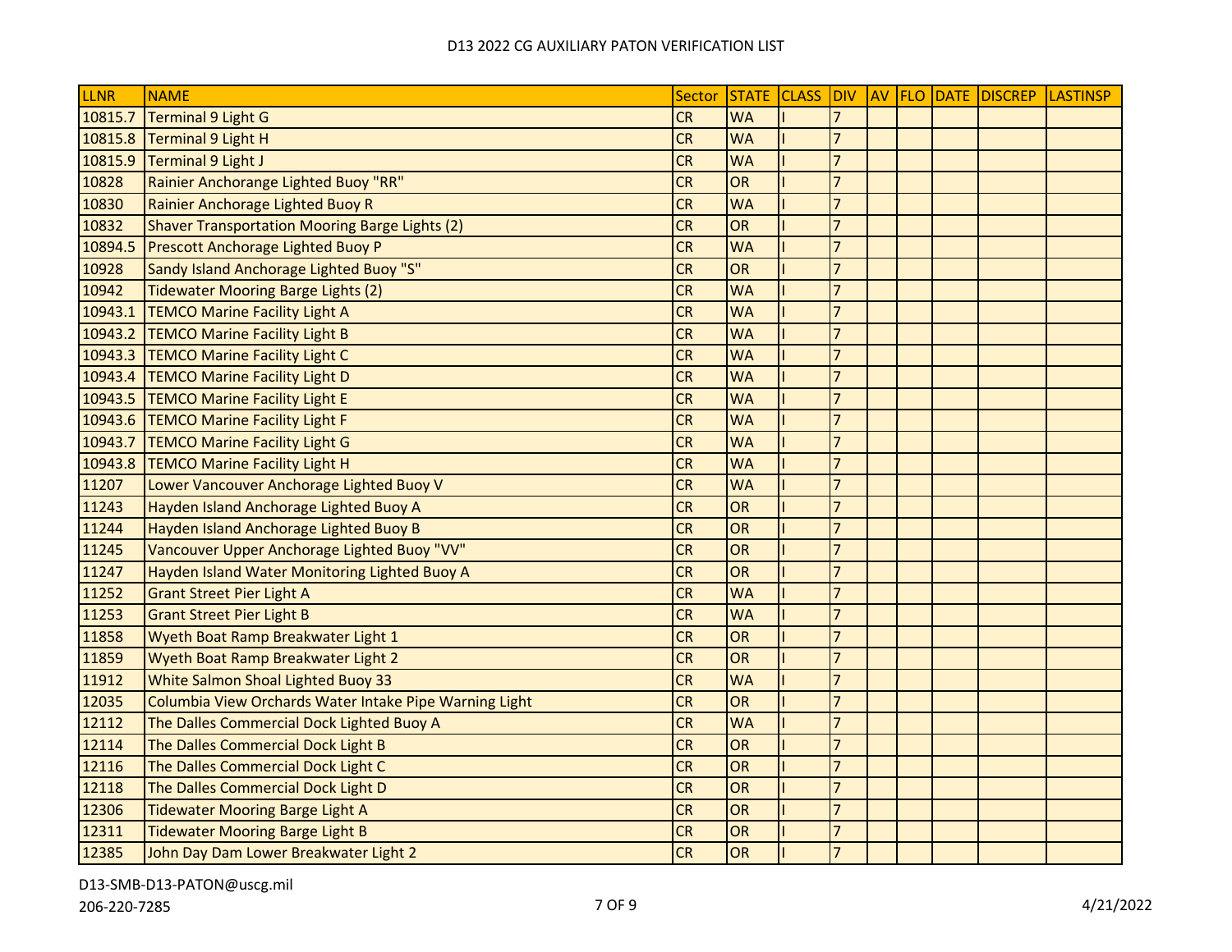| LLNR | NAME | Sector | STATE | CLASS | DIV | AV | FLO | DATE | DISCREP | LASTINSP |
|---|---|---|---|---|---|---|---|---|---|---|
| 10815.7 | Terminal 9 Light G | CR | WA | I | 7 | | | | | |
| 10815.8 | Terminal 9 Light H | CR | WA | I | 7 | | | | | |
| 10815.9 | Terminal 9 Light J | CR | WA | I | 7 | | | | | |
| 10828 | Rainier Anchorange Lighted Buoy "RR" | CR | OR | I | 7 | | | | | |
| 10830 | Rainier Anchorage Lighted Buoy R | CR | WA | I | 7 | | | | | |
| 10832 | Shaver Transportation Mooring Barge Lights (2) | CR | OR | I | 7 | | | | | |
| 10894.5 | Prescott Anchorage Lighted Buoy P | CR | WA | I | 7 | | | | | |
| 10928 | Sandy Island Anchorage Lighted Buoy "S" | CR | OR | I | 7 | | | | | |
| 10942 | Tidewater Mooring Barge Lights (2) | CR | WA | I | 7 | | | | | |
| 10943.1 | TEMCO Marine Facility Light A | CR | WA | I | 7 | | | | | |
| 10943.2 | TEMCO Marine Facility Light B | CR | WA | I | 7 | | | | | |
| 10943.3 | TEMCO Marine Facility Light C | CR | WA | I | 7 | | | | | |
| 10943.4 | TEMCO Marine Facility Light D | CR | WA | I | 7 | | | | | |
| 10943.5 | TEMCO Marine Facility Light E | CR | WA | I | 7 | | | | | |
| 10943.6 | TEMCO Marine Facility Light F | CR | WA | I | 7 | | | | | |
| 10943.7 | TEMCO Marine Facility Light G | CR | WA | I | 7 | | | | | |
| 10943.8 | TEMCO Marine Facility Light H | CR | WA | I | 7 | | | | | |
| 11207 | Lower Vancouver Anchorage Lighted Buoy V | CR | WA | I | 7 | | | | | |
| 11243 | Hayden Island Anchorage Lighted Buoy A | CR | OR | I | 7 | | | | | |
| 11244 | Hayden Island Anchorage Lighted Buoy B | CR | OR | I | 7 | | | | | |
| 11245 | Vancouver Upper Anchorage Lighted Buoy "VV" | CR | OR | I | 7 | | | | | |
| 11247 | Hayden Island Water Monitoring Lighted Buoy A | CR | OR | I | 7 | | | | | |
| 11252 | Grant Street Pier Light A | CR | WA | I | 7 | | | | | |
| 11253 | Grant Street Pier Light B | CR | WA | I | 7 | | | | | |
| 11858 | Wyeth Boat Ramp Breakwater Light 1 | CR | OR | I | 7 | | | | | |
| 11859 | Wyeth Boat Ramp Breakwater Light 2 | CR | OR | I | 7 | | | | | |
| 11912 | White Salmon Shoal Lighted Buoy 33 | CR | WA | I | 7 | | | | | |
| 12035 | Columbia View Orchards Water Intake Pipe Warning Light | CR | OR | I | 7 | | | | | |
| 12112 | The Dalles Commercial Dock Lighted Buoy A | CR | WA | I | 7 | | | | | |
| 12114 | The Dalles Commercial Dock Light B | CR | OR | I | 7 | | | | | |
| 12116 | The Dalles Commercial Dock Light C | CR | OR | I | 7 | | | | | |
| 12118 | The Dalles Commercial Dock Light D | CR | OR | I | 7 | | | | | |
| 12306 | Tidewater Mooring Barge Light A | CR | OR | I | 7 | | | | | |
| 12311 | Tidewater Mooring Barge Light B | CR | OR | I | 7 | | | | | |
| 12385 | John Day Dam Lower Breakwater Light 2 | CR | OR | I | 7 | | | | | |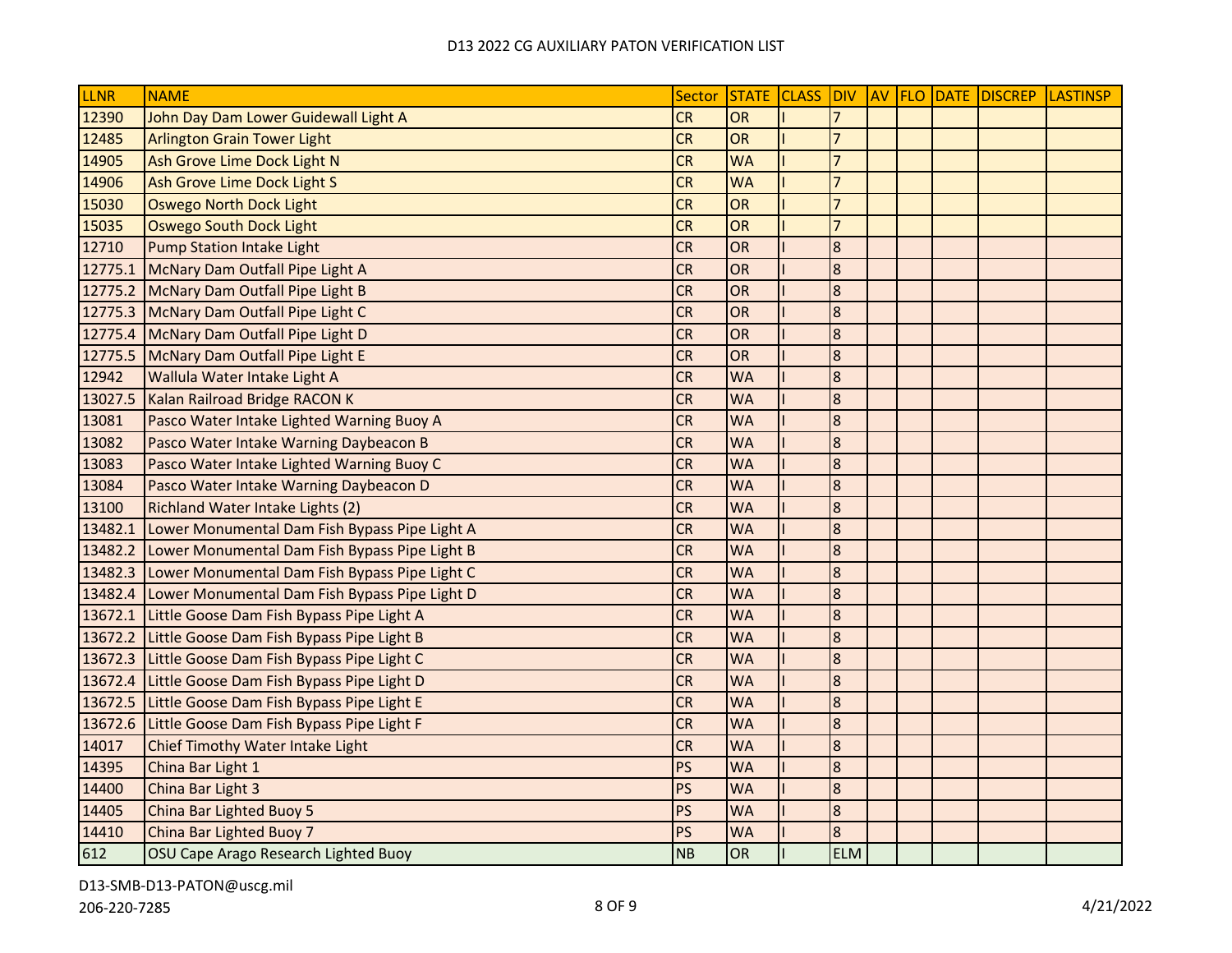| LLNR | NAME | Sector | STATE | CLASS | DIV | AV | FLO | DATE | DISCREP | LASTINSP |
|---|---|---|---|---|---|---|---|---|---|---|
| 12390 | John Day Dam Lower Guidewall Light A | CR | OR | I | 7 | | | | | |
| 12485 | Arlington Grain Tower Light | CR | OR | I | 7 | | | | | |
| 14905 | Ash Grove Lime Dock Light N | CR | WA | I | 7 | | | | | |
| 14906 | Ash Grove Lime Dock Light S | CR | WA | I | 7 | | | | | |
| 15030 | Oswego North Dock Light | CR | OR | I | 7 | | | | | |
| 15035 | Oswego South Dock Light | CR | OR | I | 7 | | | | | |
| 12710 | Pump Station Intake Light | CR | OR | I | 8 | | | | | |
| 12775.1 | McNary Dam Outfall Pipe Light A | CR | OR | I | 8 | | | | | |
| 12775.2 | McNary Dam Outfall Pipe Light B | CR | OR | I | 8 | | | | | |
| 12775.3 | McNary Dam Outfall Pipe Light C | CR | OR | I | 8 | | | | | |
| 12775.4 | McNary Dam Outfall Pipe Light D | CR | OR | I | 8 | | | | | |
| 12775.5 | McNary Dam Outfall Pipe Light E | CR | OR | I | 8 | | | | | |
| 12942 | Wallula Water Intake Light A | CR | WA | I | 8 | | | | | |
| 13027.5 | Kalan Railroad Bridge RACON K | CR | WA | I | 8 | | | | | |
| 13081 | Pasco Water Intake Lighted Warning Buoy A | CR | WA | I | 8 | | | | | |
| 13082 | Pasco Water Intake Warning Daybeacon B | CR | WA | I | 8 | | | | | |
| 13083 | Pasco Water Intake Lighted Warning Buoy C | CR | WA | I | 8 | | | | | |
| 13084 | Pasco Water Intake Warning Daybeacon D | CR | WA | I | 8 | | | | | |
| 13100 | Richland Water Intake Lights (2) | CR | WA | I | 8 | | | | | |
| 13482.1 | Lower Monumental Dam Fish Bypass Pipe Light A | CR | WA | I | 8 | | | | | |
| 13482.2 | Lower Monumental Dam Fish Bypass Pipe Light B | CR | WA | I | 8 | | | | | |
| 13482.3 | Lower Monumental Dam Fish Bypass Pipe Light C | CR | WA | I | 8 | | | | | |
| 13482.4 | Lower Monumental Dam Fish Bypass Pipe Light D | CR | WA | I | 8 | | | | | |
| 13672.1 | Little Goose Dam Fish Bypass Pipe Light A | CR | WA | I | 8 | | | | | |
| 13672.2 | Little Goose Dam Fish Bypass Pipe Light B | CR | WA | I | 8 | | | | | |
| 13672.3 | Little Goose Dam Fish Bypass Pipe Light C | CR | WA | I | 8 | | | | | |
| 13672.4 | Little Goose Dam Fish Bypass Pipe Light D | CR | WA | I | 8 | | | | | |
| 13672.5 | Little Goose Dam Fish Bypass Pipe Light E | CR | WA | I | 8 | | | | | |
| 13672.6 | Little Goose Dam Fish Bypass Pipe Light F | CR | WA | I | 8 | | | | | |
| 14017 | Chief Timothy Water Intake Light | CR | WA | I | 8 | | | | | |
| 14395 | China Bar Light 1 | PS | WA | I | 8 | | | | | |
| 14400 | China Bar Light 3 | PS | WA | I | 8 | | | | | |
| 14405 | China Bar Lighted Buoy 5 | PS | WA | I | 8 | | | | | |
| 14410 | China Bar Lighted Buoy 7 | PS | WA | I | 8 | | | | | |
| 612 | OSU Cape Arago Research Lighted Buoy | NB | OR | I | ELM | | | | | |

D13-SMB-D13-PATON@uscg.mil

206-220-7285

4/21/2022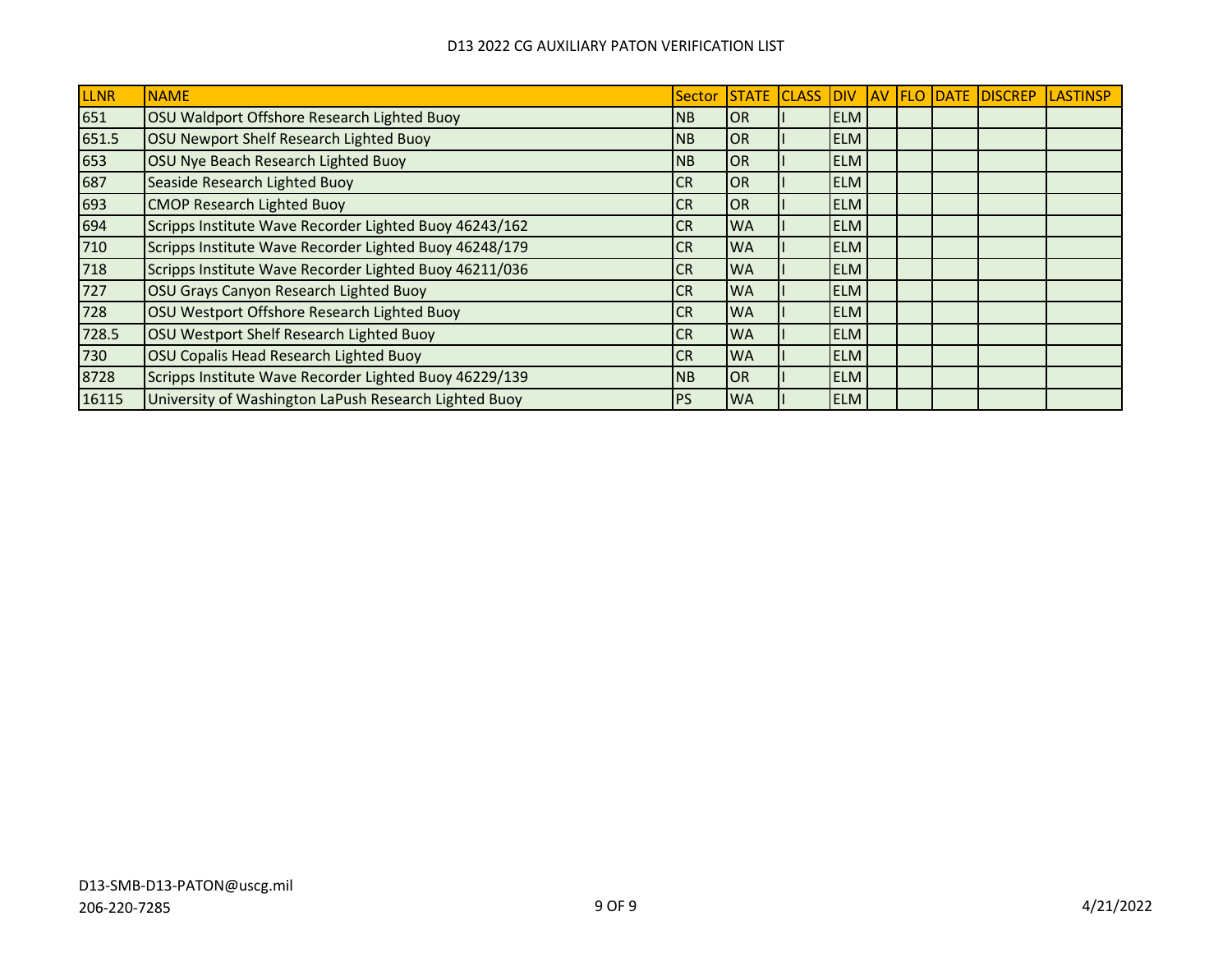| LLNR | NAME | Sector | STATE | CLASS | DIV | AV | FLO | DATE | DISCREP | LASTINSP |
|---|---|---|---|---|---|---|---|---|---|---|
| 651 | OSU Waldport Offshore Research Lighted Buoy | NB | OR | I | ELM | | | | | |
| 651.5 | OSU Newport Shelf Research Lighted Buoy | NB | OR | I | ELM | | | | | |
| 653 | OSU Nye Beach Research Lighted Buoy | NB | OR | I | ELM | | | | | |
| 687 | Seaside Research Lighted Buoy | CR | OR | I | ELM | | | | | |
| 693 | CMOP Research Lighted Buoy | CR | OR | I | ELM | | | | | |
| 694 | Scripps Institute Wave Recorder Lighted Buoy 46243/162 | CR | WA | I | ELM | | | | | |
| 710 | Scripps Institute Wave Recorder Lighted Buoy 46248/179 | CR | WA | I | ELM | | | | | |
| 718 | Scripps Institute Wave Recorder Lighted Buoy 46211/036 | CR | WA | I | ELM | | | | | |
| 727 | OSU Grays Canyon Research Lighted Buoy | CR | WA | I | ELM | | | | | |
| 728 | OSU Westport Offshore Research Lighted Buoy | CR | WA | I | ELM | | | | | |
| 728.5 | OSU Westport Shelf Research Lighted Buoy | CR | WA | I | ELM | | | | | |
| 730 | OSU Copalis Head Research Lighted Buoy | CR | WA | I | ELM | | | | | |
| 8728 | Scripps Institute Wave Recorder Lighted Buoy 46229/139 | NB | OR | I | ELM | | | | | |
| 16115 | University of Washington LaPush Research Lighted Buoy | PS | WA | I | ELM | | | | | |